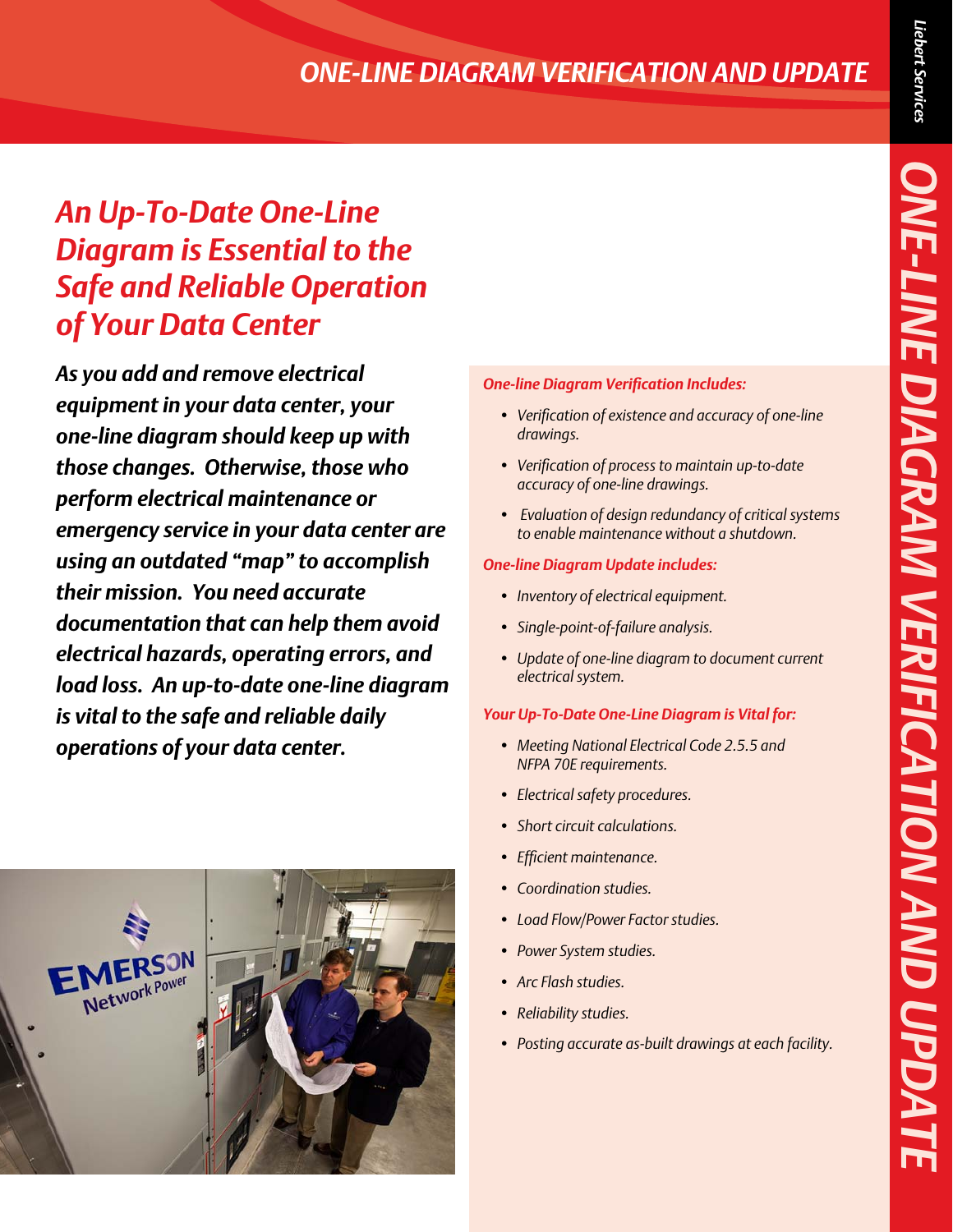// ONE-LINE DIAGRAM VERIFICATION AND UPDATE

# *An Up-To-Date One-Line Diagram is Essential to the Safe and Reliable Operation of Your Data Center*

***As you add and remove electrical equipment in your data center, your one-line diagram should keep up with those changes. Otherwise, those who perform electrical maintenance or emergency service in your data center are using an outdated "map" to accomplish their mission. You need accurate documentation that can help them avoid electrical hazards, operating errors, and load loss. An up-to-date one-line diagram is vital to the safe and reliable daily operations of your data center.***

***One-line Diagram Verification Includes:***

- *Verification of existence and accuracy of one-line drawings.*
- *Verification of process to maintain up-to-date accuracy of one-line drawings.*
- *Evaluation of design redundancy of critical systems to enable maintenance without a shutdown.*

***One-line Diagram Update includes:***

- *Inventory of electrical equipment.*
- *Single-point-of-failure analysis.*
- *Update of one-line diagram to document current electrical system.*

***Your Up-To-Date One-Line Diagram is Vital for:***

- *Meeting National Electrical Code 2.5.5 and NFPA 70E requirements.*
- *Electrical safety procedures.*
- *Short circuit calculations.*
- *Efficient maintenance.*
- *Coordination studies.*
- *Load Flow/Power Factor studies.*
- *Power System studies.*
- *Arc Flash studies.*
- *Reliability studies.*
- *Posting accurate as-built drawings at each facility.*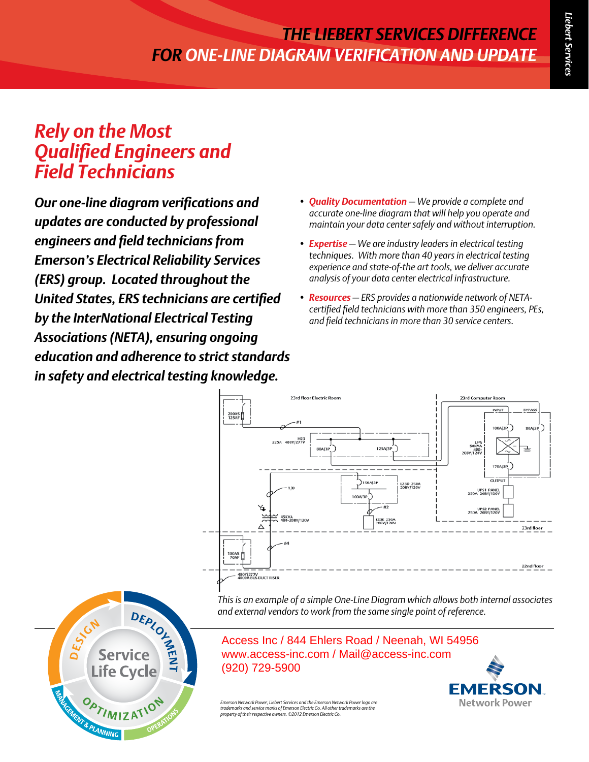# THE LIEBERT SERVICES DIFFERENCE FOR ONE-LINE DIAGRAM VERIFICATION AND UPDATE

## Rely on the Most Qualified Engineers and Field Technicians

***Our one-line diagram verifications and updates are conducted by professional engineers and field technicians from Emerson's Electrical Reliability Services (ERS) group. Located throughout the United States, ERS technicians are certified by the InterNational Electrical Testing Associations (NETA), ensuring ongoing education and adherence to strict standards in safety and electrical testing knowledge.***

- ***Quality Documentation*** *— We provide a complete and accurate one-line diagram that will help you operate and maintain your data center safely and without interruption.*
- ***Expertise*** *— We are industry leaders in electrical testing techniques. With more than 40 years in electrical testing experience and state-of-the art tools, we deliver accurate analysis of your data center electrical infrastructure.*
- ***Resources*** *— ERS provides a nationwide network of NETA-certified field technicians with more than 350 engineers, PEs, and field technicians in more than 30 service centers.*

*This is an example of a simple One-Line Diagram which allows both internal associates and external vendors to work from the same single point of reference.*

Access Inc / 844 Ehlers Road / Neenah, WI 54956
www.access-inc.com / Mail@access-inc.com
(920) 729-5900

EMERSON. Network Power

*Emerson Network Power, Liebert Services and the Emerson Network Power logo are trademarks and service marks of Emerson Electric Co. All other trademarks are the property of their respective owners. ©2012 Emerson Electric Co.*